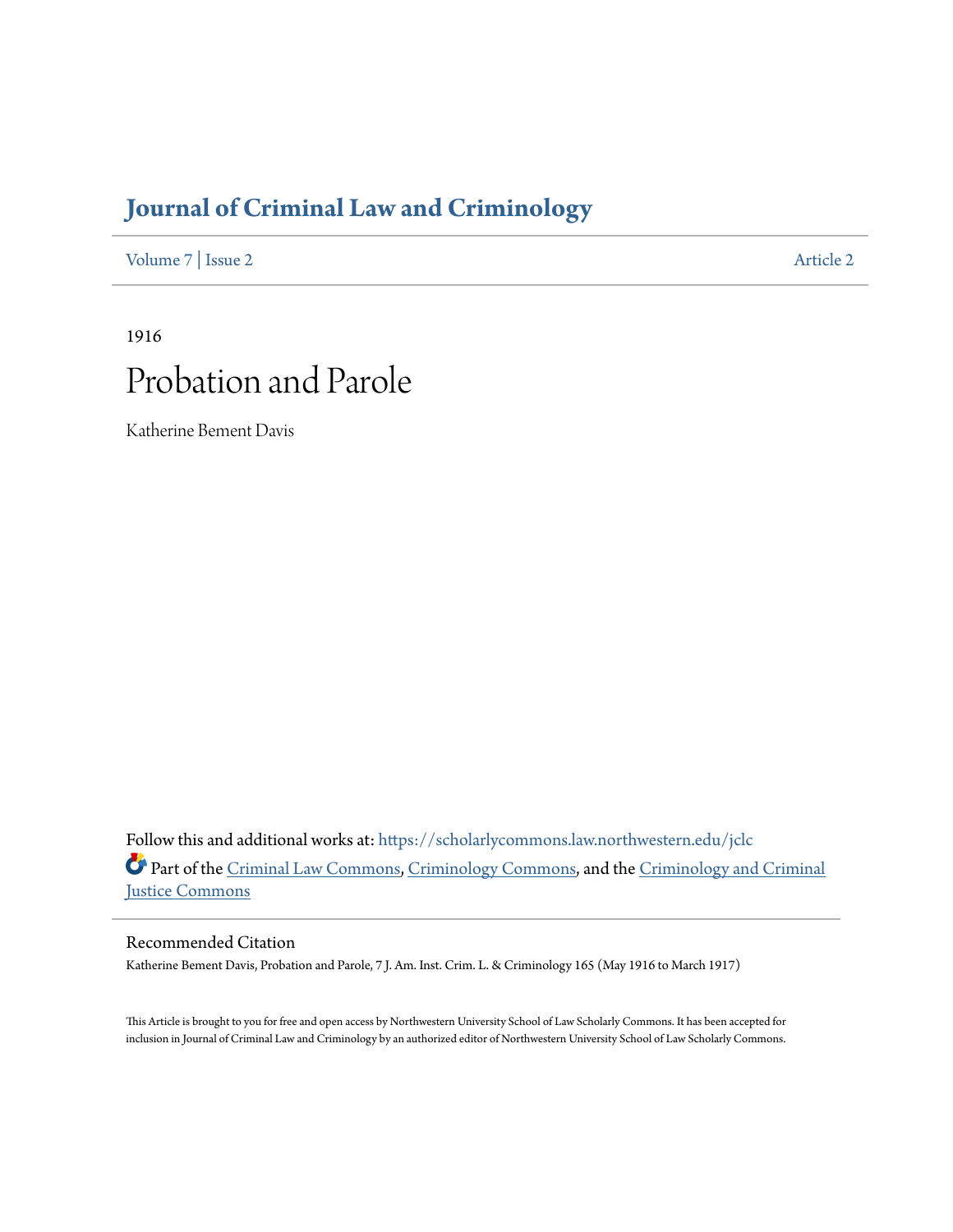# Journal of Criminal Law and Criminology

Volume 7 | Issue 2 Article 2

1916

# Probation and Parole

Katherine Bement Davis

Follow this and additional works at: https://scholarlycommons.law.northwestern.edu/jclc

Part of the Criminal Law Commons, Criminology Commons, and the Criminology and Criminal Justice Commons

## Recommended Citation

Katherine Bement Davis, Probation and Parole, 7 J. Am. Inst. Crim. L. & Criminology 165 (May 1916 to March 1917)

This Article is brought to you for free and open access by Northwestern University School of Law Scholarly Commons. It has been accepted for inclusion in Journal of Criminal Law and Criminology by an authorized editor of Northwestern University School of Law Scholarly Commons.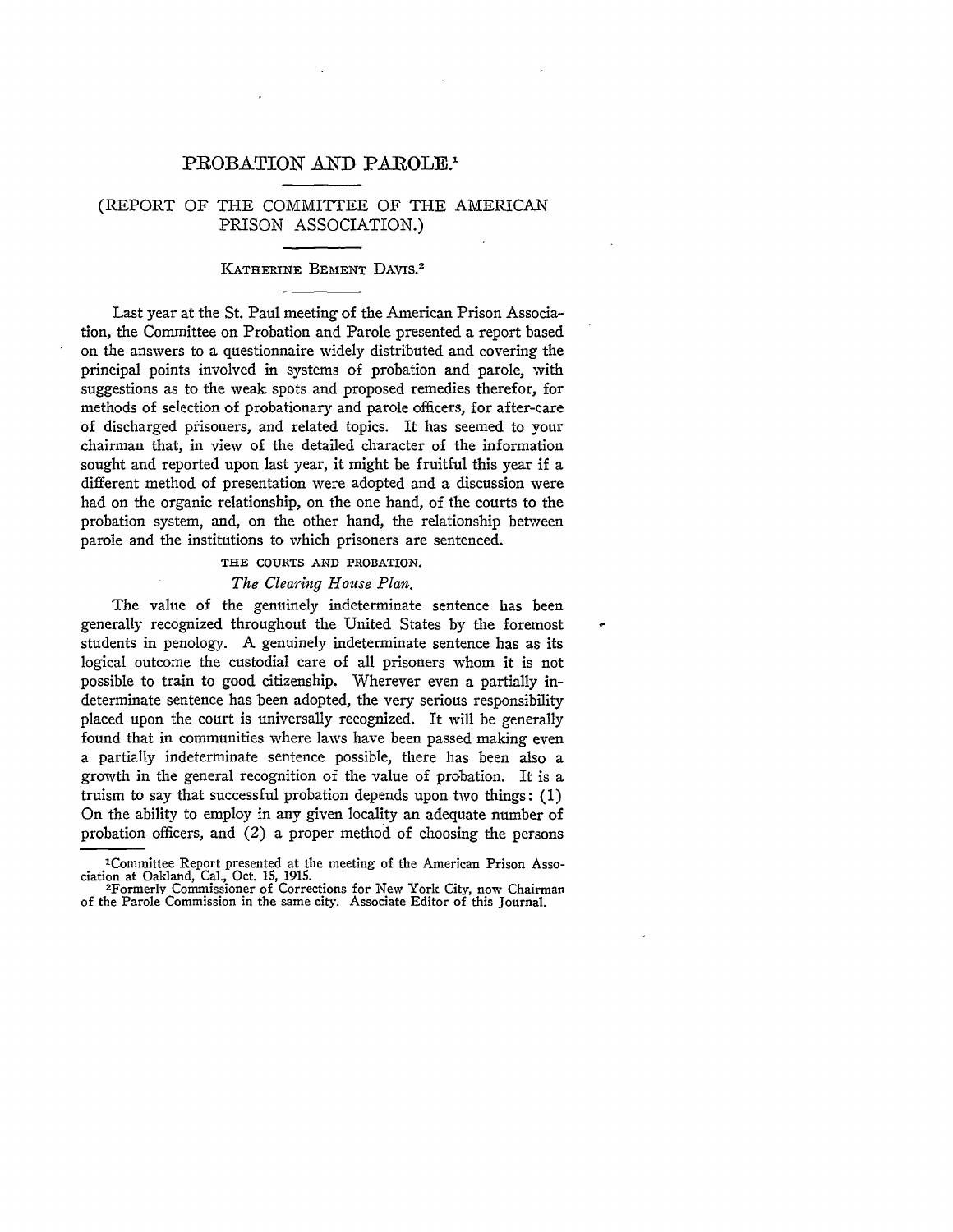# PROBATION AND PAROLE.[1]

## (REPORT OF THE COMMITTEE OF THE AMERICAN PRISON ASSOCIATION.)

KATHERINE BEMENT DAVIS.[2]

Last year at the St. Paul meeting of the American Prison Association, the Committee on Probation and Parole presented a report based on the answers to a questionnaire widely distributed and covering the principal points involved in systems of probation and parole, with suggestions as to the weak spots and proposed remedies therefor, for methods of selection of probationary and parole officers, for after-care of discharged prisoners, and related topics. It has seemed to your chairman that, in view of the detailed character of the information sought and reported upon last year, it might be fruitful this year if a different method of presentation were adopted and a discussion were had on the organic relationship, on the one hand, of the courts to the probation system, and, on the other hand, the relationship between parole and the institutions to which prisoners are sentenced.

### THE COURTS AND PROBATION.

#### *The Clearing House Plan.*

The value of the genuinely indeterminate sentence has been generally recognized throughout the United States by the foremost students in penology. A genuinely indeterminate sentence has as its logical outcome the custodial care of all prisoners whom it is not possible to train to good citizenship. Wherever even a partially indeterminate sentence has been adopted, the very serious responsibility placed upon the court is universally recognized. It will be generally found that in communities where laws have been passed making even a partially indeterminate sentence possible, there has been also a growth in the general recognition of the value of probation. It is a truism to say that successful probation depends upon two things: (1) On the ability to employ in any given locality an adequate number of probation officers, and (2) a proper method of choosing the persons

---

[1] Committee Report presented at the meeting of the American Prison Association at Oakland, Cal., Oct. 15, 1915.

[2] Formerly Commissioner of Corrections for New York City, now Chairman of the Parole Commission in the same city. Associate Editor of this Journal.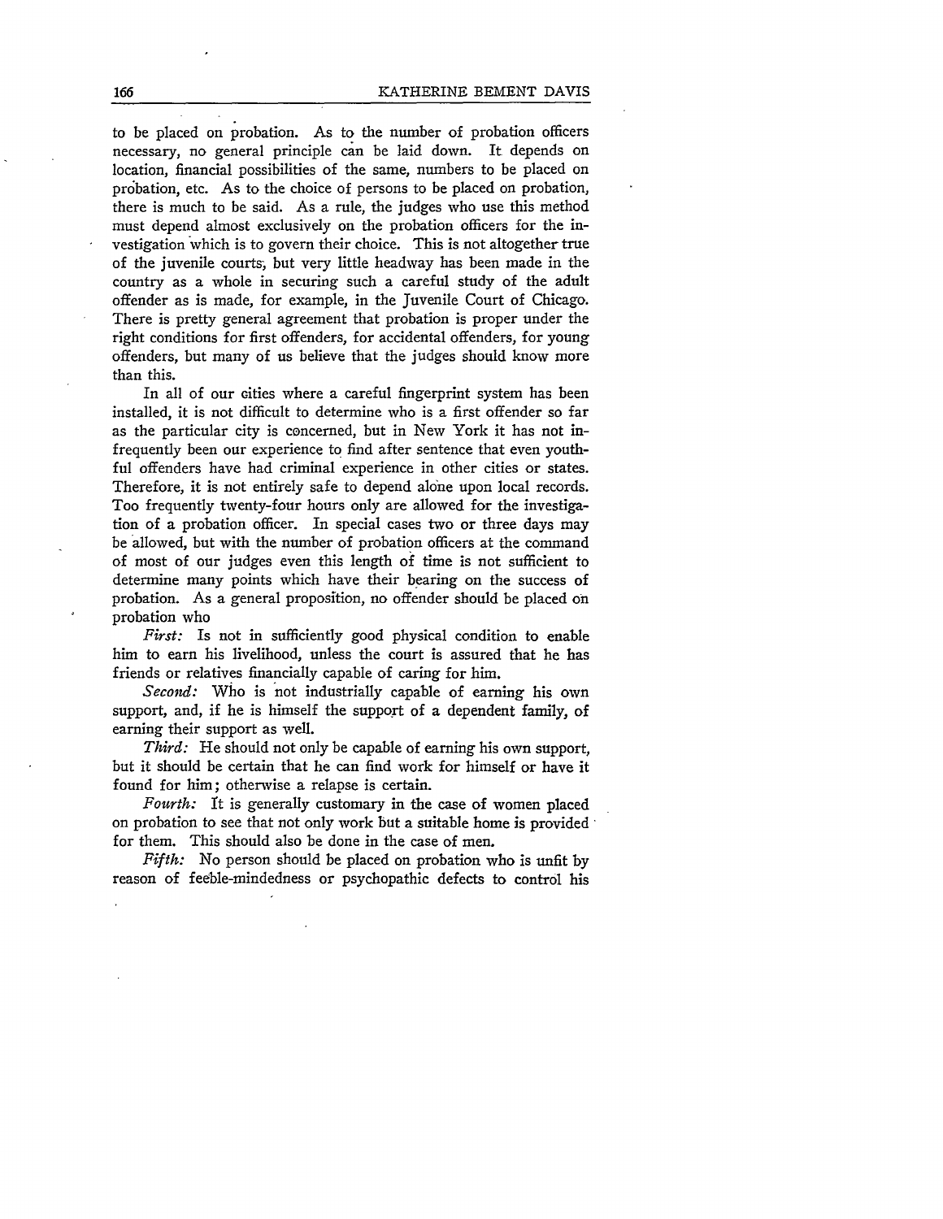to be placed on probation. As to the number of probation officers necessary, no general principle can be laid down. It depends on location, financial possibilities of the same, numbers to be placed on probation, etc. As to the choice of persons to be placed on probation, there is much to be said. As a rule, the judges who use this method must depend almost exclusively on the probation officers for the investigation which is to govern their choice. This is not altogether true of the juvenile courts, but very little headway has been made in the country as a whole in securing such a careful study of the adult offender as is made, for example, in the Juvenile Court of Chicago. There is pretty general agreement that probation is proper under the right conditions for first offenders, for accidental offenders, for young offenders, but many of us believe that the judges should know more than this.

In all of our cities where a careful fingerprint system has been installed, it is not difficult to determine who is a first offender so far as the particular city is concerned, but in New York it has not infrequently been our experience to find after sentence that even youthful offenders have had criminal experience in other cities or states. Therefore, it is not entirely safe to depend alone upon local records. Too frequently twenty-four hours only are allowed for the investigation of a probation officer. In special cases two or three days may be allowed, but with the number of probation officers at the command of most of our judges even this length of time is not sufficient to determine many points which have their bearing on the success of probation. As a general proposition, no offender should be placed on probation who

*First:* Is not in sufficiently good physical condition to enable him to earn his livelihood, unless the court is assured that he has friends or relatives financially capable of caring for him.

*Second:* Who is not industrially capable of earning his own support, and, if he is himself the support of a dependent family, of earning their support as well.

*Third:* He should not only be capable of earning his own support, but it should be certain that he can find work for himself or have it found for him; otherwise a relapse is certain.

*Fourth:* It is generally customary in the case of women placed on probation to see that not only work but a suitable home is provided for them. This should also be done in the case of men.

*Fifth:* No person should be placed on probation who is unfit by reason of feeble-mindedness or psychopathic defects to control his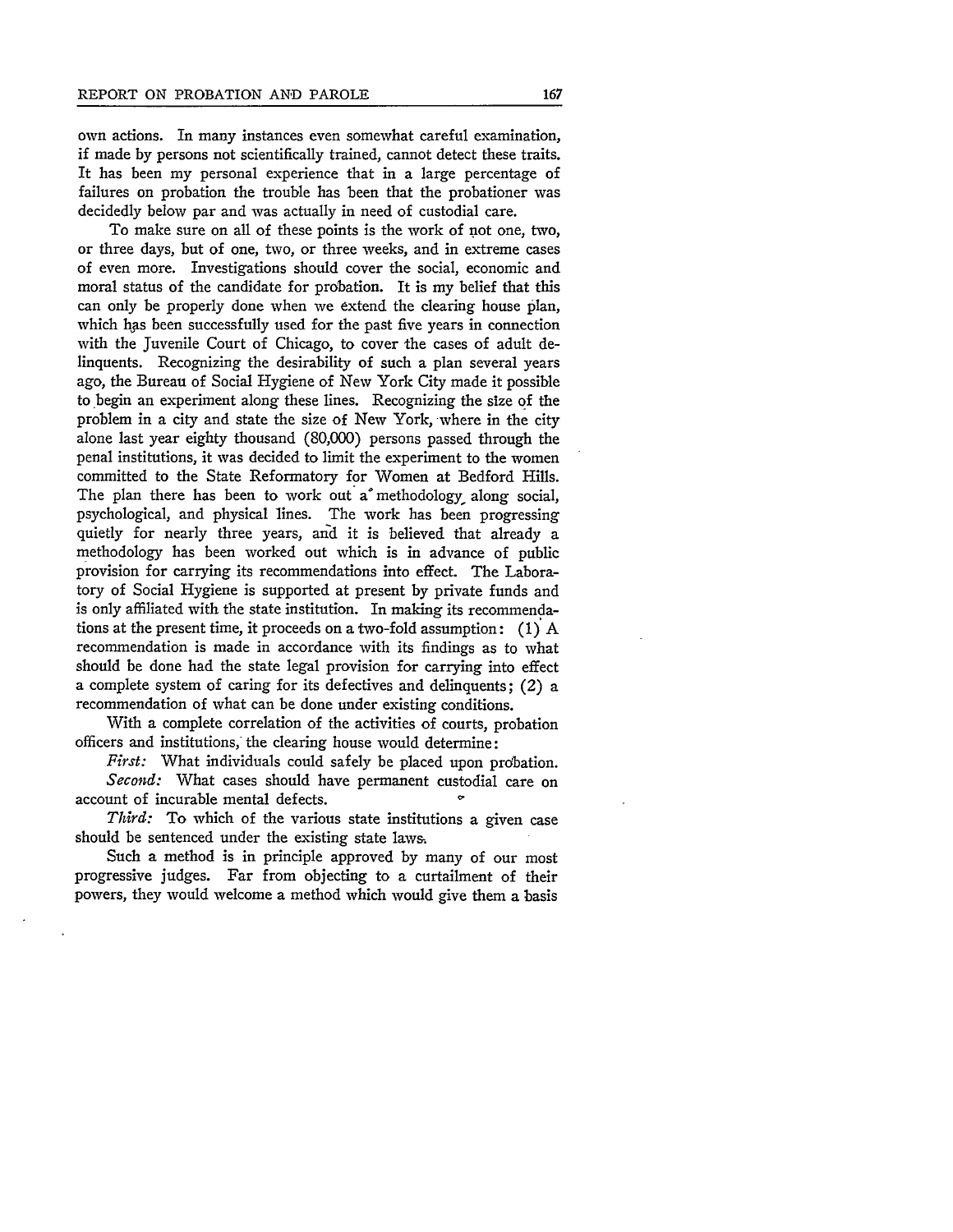own actions. In many instances even somewhat careful examination, if made by persons not scientifically trained, cannot detect these traits. It has been my personal experience that in a large percentage of failures on probation the trouble has been that the probationer was decidedly below par and was actually in need of custodial care.

To make sure on all of these points is the work of not one, two, or three days, but of one, two, or three weeks, and in extreme cases of even more. Investigations should cover the social, economic and moral status of the candidate for probation. It is my belief that this can only be properly done when we extend the clearing house plan, which has been successfully used for the past five years in connection with the Juvenile Court of Chicago, to cover the cases of adult delinquents. Recognizing the desirability of such a plan several years ago, the Bureau of Social Hygiene of New York City made it possible to begin an experiment along these lines. Recognizing the size of the problem in a city and state the size of New York, where in the city alone last year eighty thousand (80,000) persons passed through the penal institutions, it was decided to limit the experiment to the women committed to the State Reformatory for Women at Bedford Hills. The plan there has been to work out a methodology along social, psychological, and physical lines. The work has been progressing quietly for nearly three years, and it is believed that already a methodology has been worked out which is in advance of public provision for carrying its recommendations into effect. The Laboratory of Social Hygiene is supported at present by private funds and is only affiliated with the state institution. In making its recommendations at the present time, it proceeds on a two-fold assumption: (1) A recommendation is made in accordance with its findings as to what should be done had the state legal provision for carrying into effect a complete system of caring for its defectives and delinquents; (2) a recommendation of what can be done under existing conditions.

With a complete correlation of the activities of courts, probation officers and institutions, the clearing house would determine:

*First:* What individuals could safely be placed upon probation.

*Second:* What cases should have permanent custodial care on account of incurable mental defects.

*Third:* To which of the various state institutions a given case should be sentenced under the existing state laws.

Such a method is in principle approved by many of our most progressive judges. Far from objecting to a curtailment of their powers, they would welcome a method which would give them a basis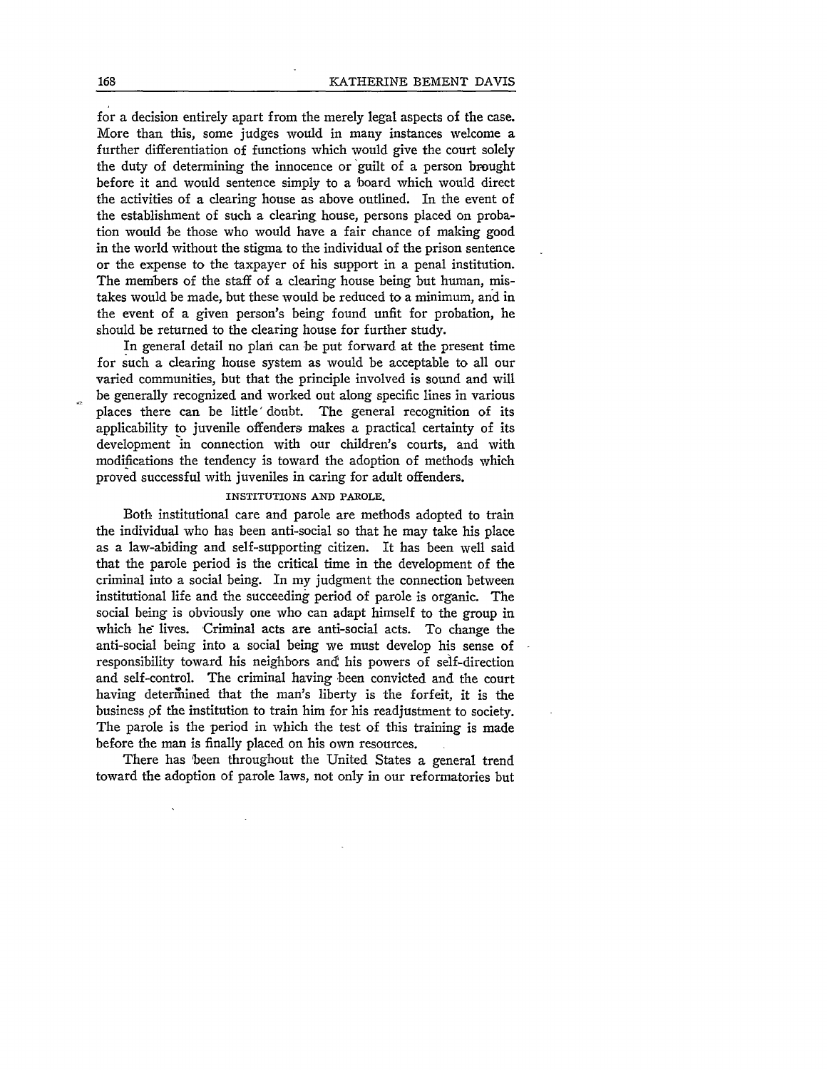for a decision entirely apart from the merely legal aspects of the case. More than this, some judges would in many instances welcome a further differentiation of functions which would give the court solely the duty of determining the innocence or guilt of a person brought before it and would sentence simply to a board which would direct the activities of a clearing house as above outlined. In the event of the establishment of such a clearing house, persons placed on probation would be those who would have a fair chance of making good in the world without the stigma to the individual of the prison sentence or the expense to the taxpayer of his support in a penal institution. The members of the staff of a clearing house being but human, mistakes would be made, but these would be reduced to a minimum, and in the event of a given person's being found unfit for probation, he should be returned to the clearing house for further study.

In general detail no plan can be put forward at the present time for such a clearing house system as would be acceptable to all our varied communities, but that the principle involved is sound and will be generally recognized and worked out along specific lines in various places there can be little doubt. The general recognition of its applicability to juvenile offenders makes a practical certainty of its development in connection with our children's courts, and with modifications the tendency is toward the adoption of methods which proved successful with juveniles in caring for adult offenders.

## INSTITUTIONS AND PAROLE.

Both institutional care and parole are methods adopted to train the individual who has been anti-social so that he may take his place as a law-abiding and self-supporting citizen. It has been well said that the parole period is the critical time in the development of the criminal into a social being. In my judgment the connection between institutional life and the succeeding period of parole is organic. The social being is obviously one who can adapt himself to the group in which he lives. Criminal acts are anti-social acts. To change the anti-social being into a social being we must develop his sense of responsibility toward his neighbors and his powers of self-direction and self-control. The criminal having been convicted and the court having determined that the man's liberty is the forfeit, it is the business of the institution to train him for his readjustment to society. The parole is the period in which the test of this training is made before the man is finally placed on his own resources.

There has been throughout the United States a general trend toward the adoption of parole laws, not only in our reformatories but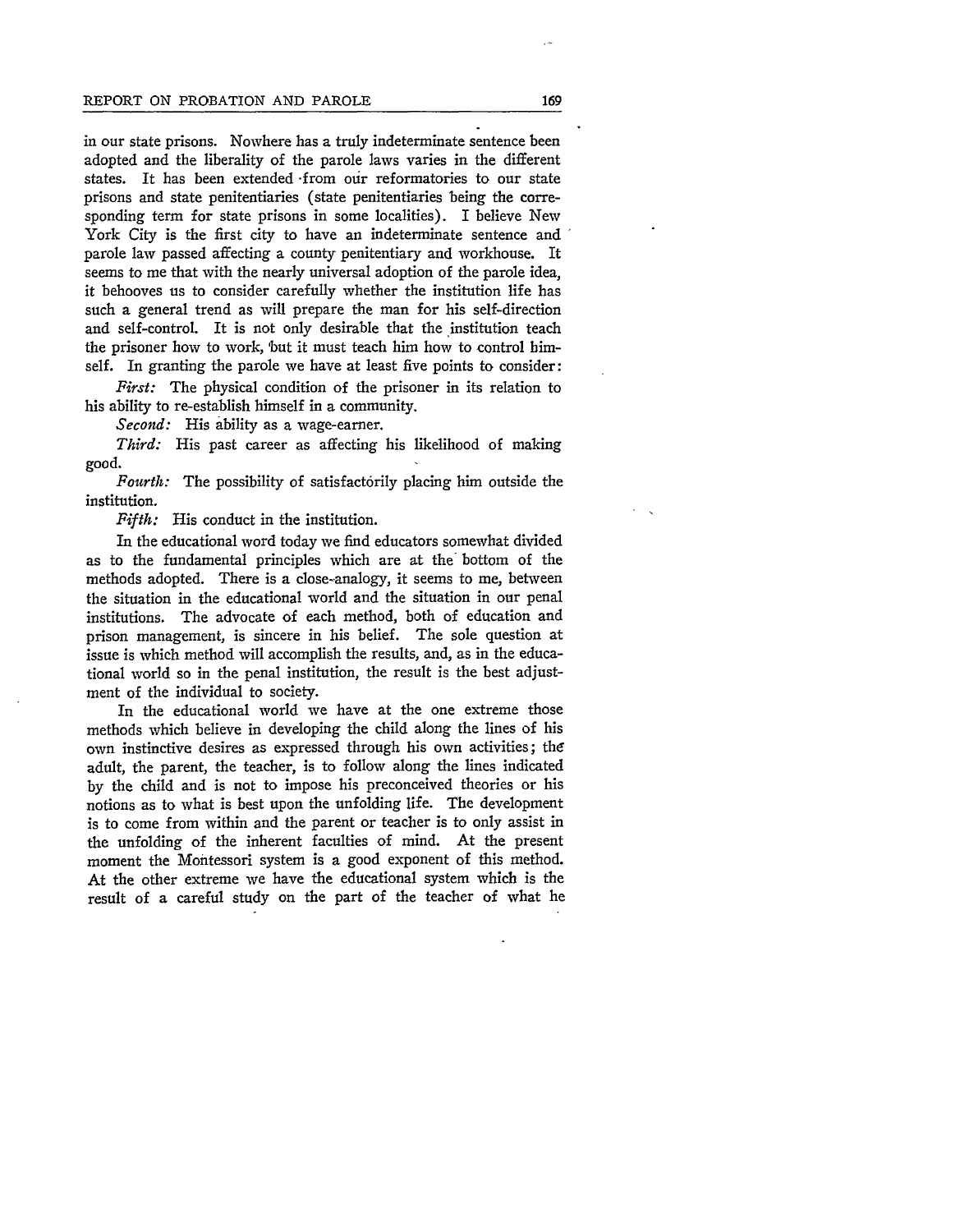in our state prisons. Nowhere has a truly indeterminate sentence been adopted and the liberality of the parole laws varies in the different states. It has been extended from our reformatories to our state prisons and state penitentiaries (state penitentiaries being the corresponding term for state prisons in some localities). I believe New York City is the first city to have an indeterminate sentence and parole law passed affecting a county penitentiary and workhouse. It seems to me that with the nearly universal adoption of the parole idea, it behooves us to consider carefully whether the institution life has such a general trend as will prepare the man for his self-direction and self-control. It is not only desirable that the institution teach the prisoner how to work, but it must teach him how to control himself. In granting the parole we have at least five points to consider:

*First:* The physical condition of the prisoner in its relation to his ability to re-establish himself in a community.

*Second:* His ability as a wage-earner.

*Third:* His past career as affecting his likelihood of making good.

*Fourth:* The possibility of satisfactorily placing him outside the institution.

*Fifth:* His conduct in the institution.

In the educational word today we find educators somewhat divided as to the fundamental principles which are at the bottom of the methods adopted. There is a close-analogy, it seems to me, between the situation in the educational world and the situation in our penal institutions. The advocate of each method, both of education and prison management, is sincere in his belief. The sole question at issue is which method will accomplish the results, and, as in the educational world so in the penal institution, the result is the best adjustment of the individual to society.

In the educational world we have at the one extreme those methods which believe in developing the child along the lines of his own instinctive desires as expressed through his own activities; the adult, the parent, the teacher, is to follow along the lines indicated by the child and is not to impose his preconceived theories or his notions as to what is best upon the unfolding life. The development is to come from within and the parent or teacher is to only assist in the unfolding of the inherent faculties of mind. At the present moment the Montessori system is a good exponent of this method. At the other extreme we have the educational system which is the result of a careful study on the part of the teacher of what he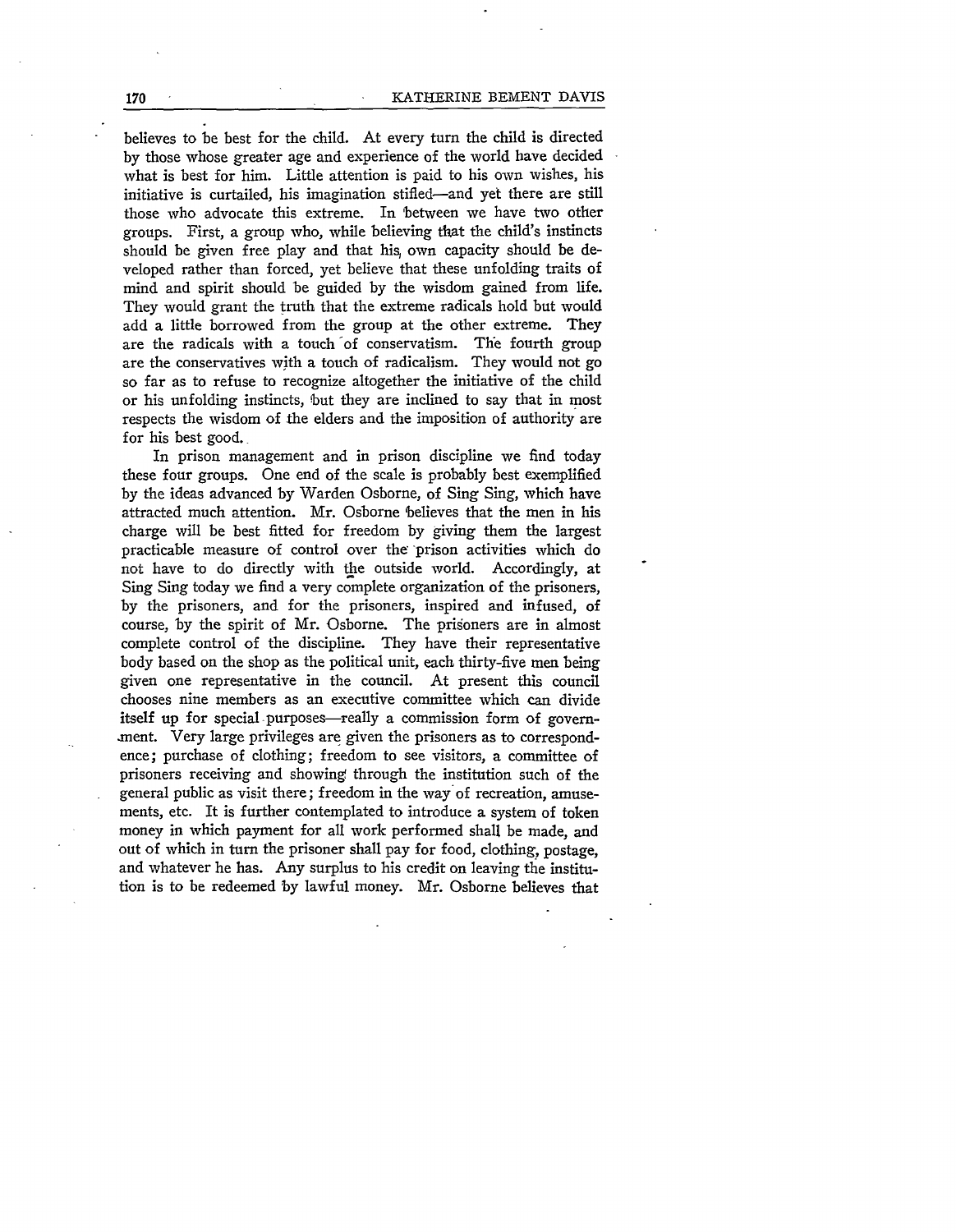believes to be best for the child. At every turn the child is directed by those whose greater age and experience of the world have decided what is best for him. Little attention is paid to his own wishes, his initiative is curtailed, his imagination stifled—and yet there are still those who advocate this extreme. In between we have two other groups. First, a group who, while believing that the child's instincts should be given free play and that his own capacity should be developed rather than forced, yet believe that these unfolding traits of mind and spirit should be guided by the wisdom gained from life. They would grant the truth that the extreme radicals hold but would add a little borrowed from the group at the other extreme. They are the radicals with a touch of conservatism. The fourth group are the conservatives with a touch of radicalism. They would not go so far as to refuse to recognize altogether the initiative of the child or his unfolding instincts, but they are inclined to say that in most respects the wisdom of the elders and the imposition of authority are for his best good.

In prison management and in prison discipline we find today these four groups. One end of the scale is probably best exemplified by the ideas advanced by Warden Osborne, of Sing Sing, which have attracted much attention. Mr. Osborne believes that the men in his charge will be best fitted for freedom by giving them the largest practicable measure of control over the prison activities which do not have to do directly with the outside world. Accordingly, at Sing Sing today we find a very complete organization of the prisoners, by the prisoners, and for the prisoners, inspired and infused, of course, by the spirit of Mr. Osborne. The prisoners are in almost complete control of the discipline. They have their representative body based on the shop as the political unit, each thirty-five men being given one representative in the council. At present this council chooses nine members as an executive committee which can divide itself up for special purposes—really a commission form of government. Very large privileges are given the prisoners as to correspondence; purchase of clothing; freedom to see visitors, a committee of prisoners receiving and showing through the institution such of the general public as visit there; freedom in the way of recreation, amusements, etc. It is further contemplated to introduce a system of token money in which payment for all work performed shall be made, and out of which in turn the prisoner shall pay for food, clothing, postage, and whatever he has. Any surplus to his credit on leaving the institution is to be redeemed by lawful money. Mr. Osborne believes that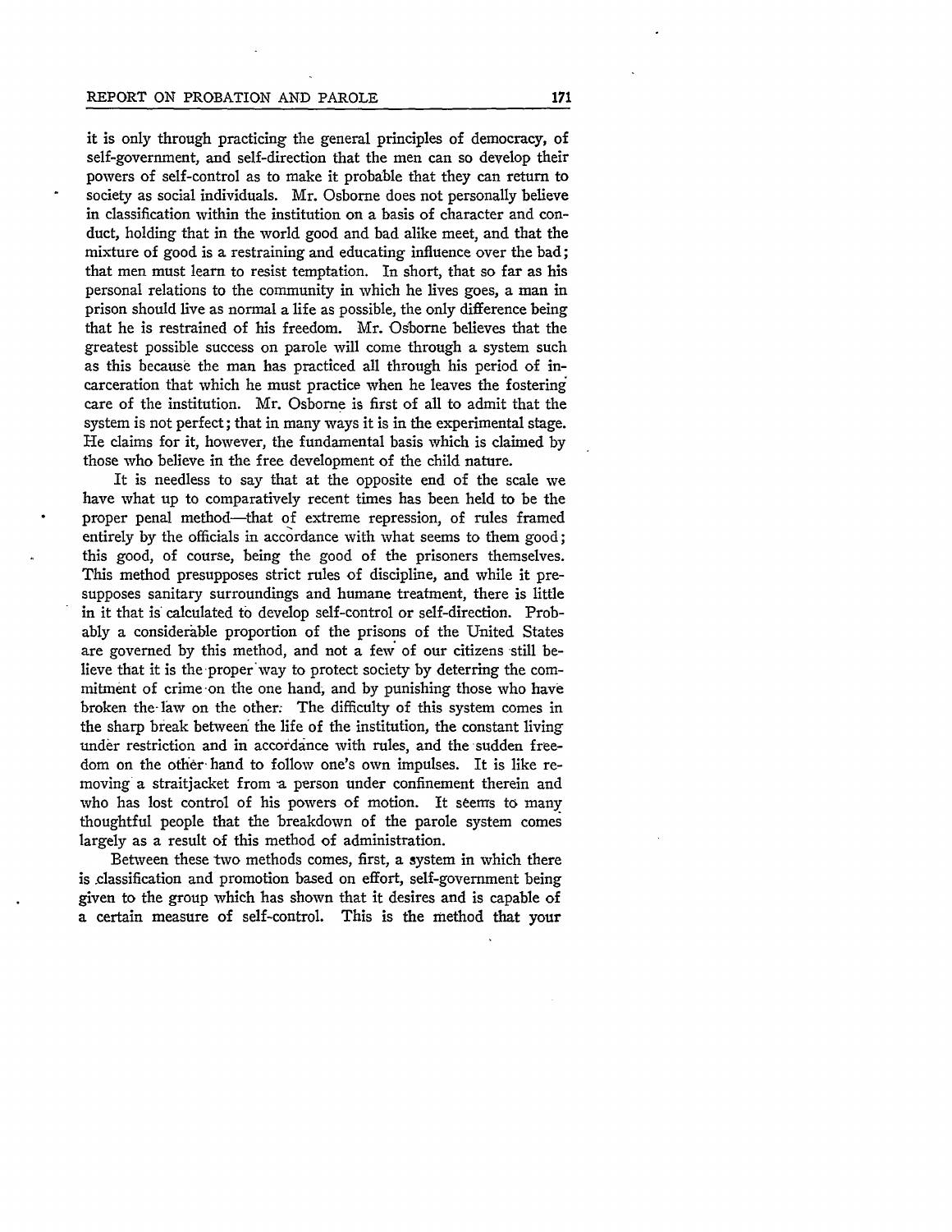it is only through practicing the general principles of democracy, of self-government, and self-direction that the men can so develop their powers of self-control as to make it probable that they can return to society as social individuals. Mr. Osborne does not personally believe in classification within the institution on a basis of character and conduct, holding that in the world good and bad alike meet, and that the mixture of good is a restraining and educating influence over the bad; that men must learn to resist temptation. In short, that so far as his personal relations to the community in which he lives goes, a man in prison should live as normal a life as possible, the only difference being that he is restrained of his freedom. Mr. Osborne believes that the greatest possible success on parole will come through a system such as this because the man has practiced all through his period of incarceration that which he must practice when he leaves the fostering care of the institution. Mr. Osborne is first of all to admit that the system is not perfect; that in many ways it is in the experimental stage. He claims for it, however, the fundamental basis which is claimed by those who believe in the free development of the child nature.

It is needless to say that at the opposite end of the scale we have what up to comparatively recent times has been held to be the proper penal method—that of extreme repression, of rules framed entirely by the officials in accordance with what seems to them good; this good, of course, being the good of the prisoners themselves. This method presupposes strict rules of discipline, and while it presupposes sanitary surroundings and humane treatment, there is little in it that is calculated to develop self-control or self-direction. Probably a considerable proportion of the prisons of the United States are governed by this method, and not a few of our citizens still believe that it is the proper way to protect society by deterring the commitment of crime on the one hand, and by punishing those who have broken the law on the other. The difficulty of this system comes in the sharp break between the life of the institution, the constant living under restriction and in accordance with rules, and the sudden freedom on the other hand to follow one's own impulses. It is like removing a straitjacket from a person under confinement therein and who has lost control of his powers of motion. It seems to many thoughtful people that the breakdown of the parole system comes largely as a result of this method of administration.

Between these two methods comes, first, a system in which there is classification and promotion based on effort, self-government being given to the group which has shown that it desires and is capable of a certain measure of self-control. This is the method that your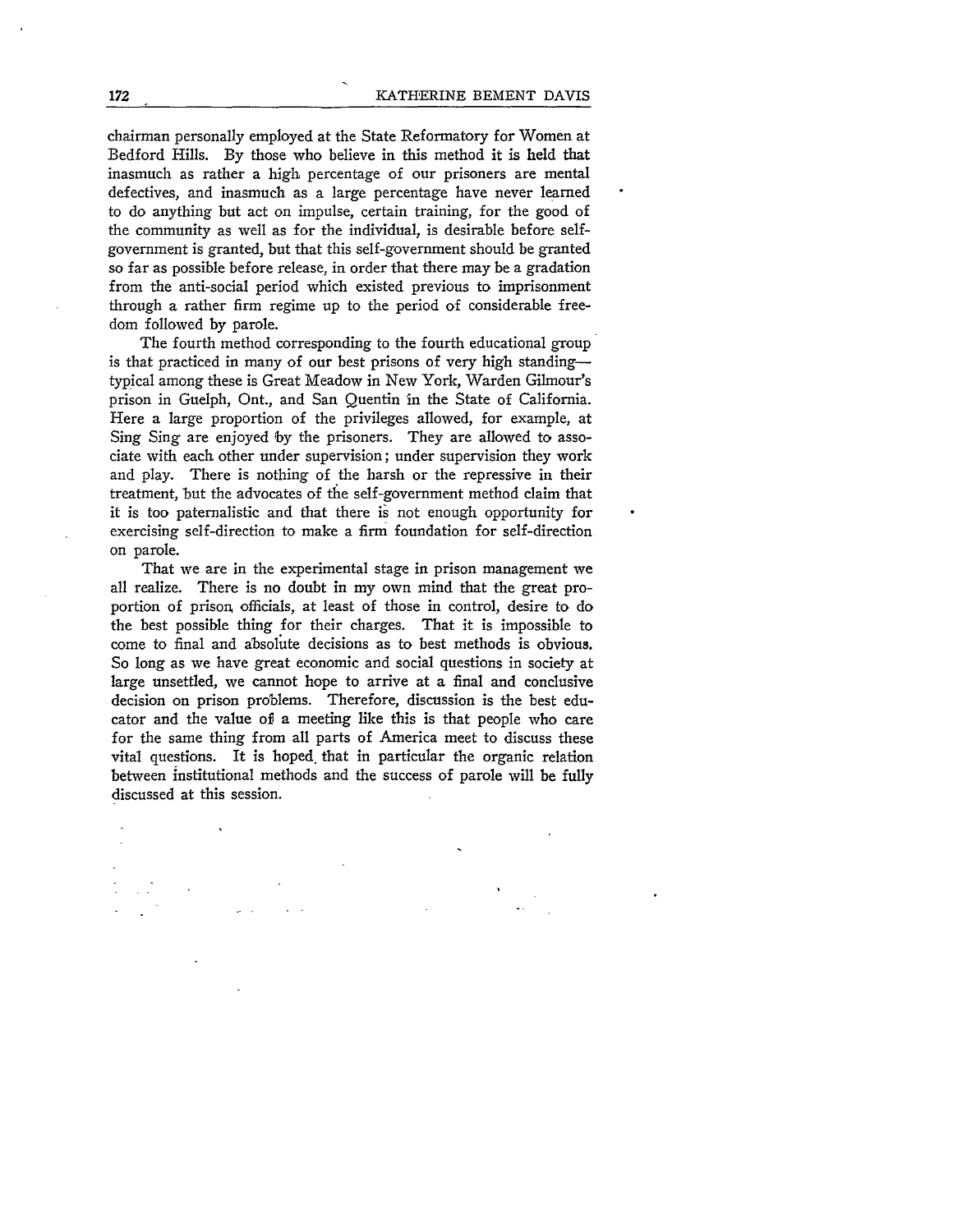chairman personally employed at the State Reformatory for Women at Bedford Hills. By those who believe in this method it is held that inasmuch as rather a high percentage of our prisoners are mental defectives, and inasmuch as a large percentage have never learned to do anything but act on impulse, certain training, for the good of the community as well as for the individual, is desirable before self-government is granted, but that this self-government should be granted so far as possible before release, in order that there may be a gradation from the anti-social period which existed previous to imprisonment through a rather firm regime up to the period of considerable freedom followed by parole.

The fourth method corresponding to the fourth educational group is that practiced in many of our best prisons of very high standing—typical among these is Great Meadow in New York, Warden Gilmour's prison in Guelph, Ont., and San Quentin in the State of California. Here a large proportion of the privileges allowed, for example, at Sing Sing are enjoyed by the prisoners. They are allowed to associate with each other under supervision; under supervision they work and play. There is nothing of the harsh or the repressive in their treatment, but the advocates of the self-government method claim that it is too paternalistic and that there is not enough opportunity for exercising self-direction to make a firm foundation for self-direction on parole.

That we are in the experimental stage in prison management we all realize. There is no doubt in my own mind that the great proportion of prison officials, at least of those in control, desire to do the best possible thing for their charges. That it is impossible to come to final and absolute decisions as to best methods is obvious. So long as we have great economic and social questions in society at large unsettled, we cannot hope to arrive at a final and conclusive decision on prison problems. Therefore, discussion is the best educator and the value of a meeting like this is that people who care for the same thing from all parts of America meet to discuss these vital questions. It is hoped that in particular the organic relation between institutional methods and the success of parole will be fully discussed at this session.